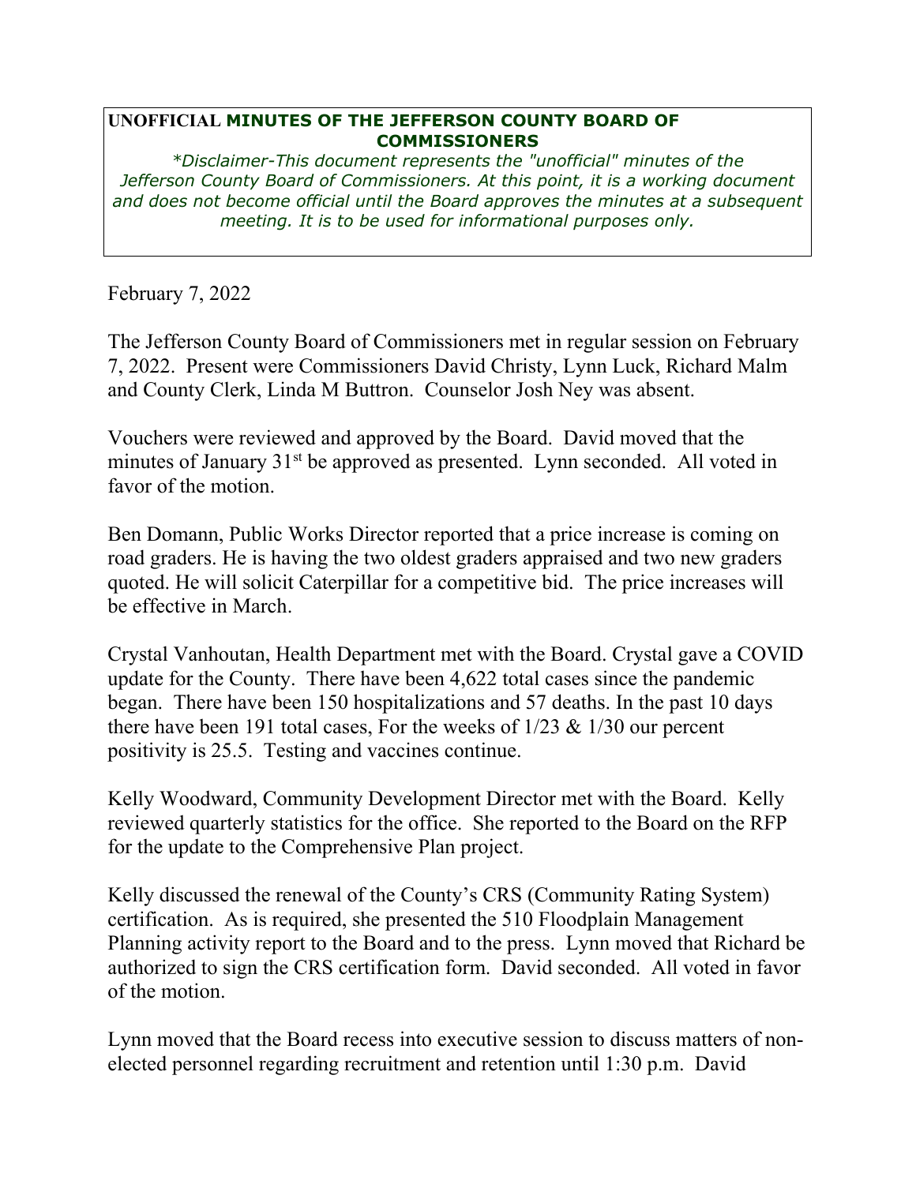**UNOFFICIAL MINUTES OF THE JEFFERSON COUNTY BOARD OF COMMISSIONERS**

*\*Disclaimer-This document represents the "unofficial" minutes of the Jefferson County Board of Commissioners. At this point, it is a working document and does not become official until the Board approves the minutes at a subsequent meeting. It is to be used for informational purposes only.*

February 7, 2022

The Jefferson County Board of Commissioners met in regular session on February 7, 2022. Present were Commissioners David Christy, Lynn Luck, Richard Malm and County Clerk, Linda M Buttron. Counselor Josh Ney was absent.

Vouchers were reviewed and approved by the Board. David moved that the minutes of January 31st be approved as presented. Lynn seconded. All voted in favor of the motion.

Ben Domann, Public Works Director reported that a price increase is coming on road graders. He is having the two oldest graders appraised and two new graders quoted. He will solicit Caterpillar for a competitive bid. The price increases will be effective in March.

Crystal Vanhoutan, Health Department met with the Board. Crystal gave a COVID update for the County. There have been 4,622 total cases since the pandemic began. There have been 150 hospitalizations and 57 deaths. In the past 10 days there have been 191 total cases, For the weeks of 1/23 & 1/30 our percent positivity is 25.5. Testing and vaccines continue.

Kelly Woodward, Community Development Director met with the Board. Kelly reviewed quarterly statistics for the office. She reported to the Board on the RFP for the update to the Comprehensive Plan project.

Kelly discussed the renewal of the County's CRS (Community Rating System) certification. As is required, she presented the 510 Floodplain Management Planning activity report to the Board and to the press. Lynn moved that Richard be authorized to sign the CRS certification form. David seconded. All voted in favor of the motion.

Lynn moved that the Board recess into executive session to discuss matters of non-elected personnel regarding recruitment and retention until 1:30 p.m. David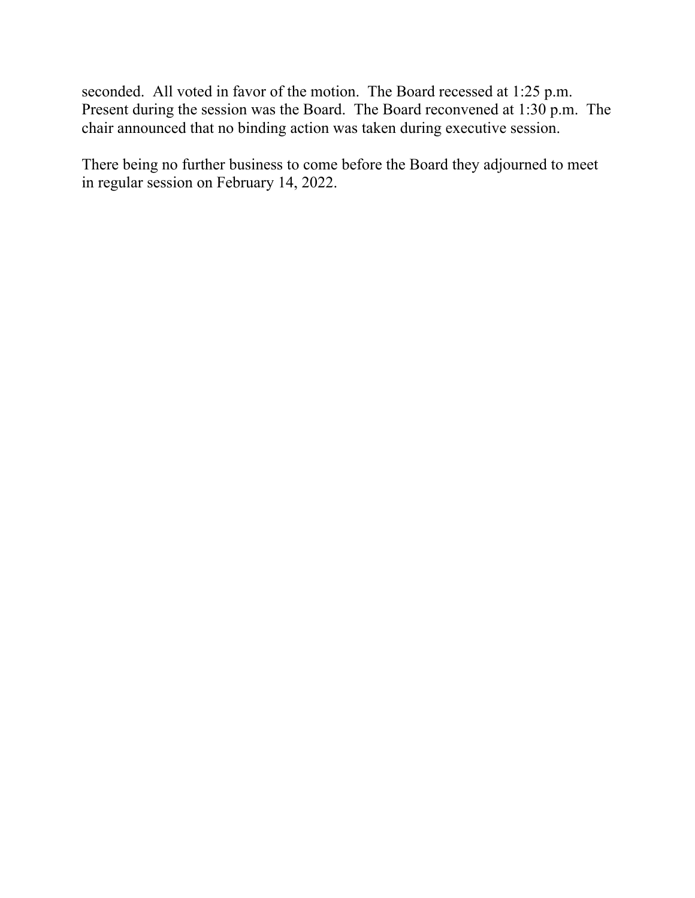seconded. All voted in favor of the motion. The Board recessed at 1:25 p.m. Present during the session was the Board. The Board reconvened at 1:30 p.m. The chair announced that no binding action was taken during executive session.

There being no further business to come before the Board they adjourned to meet in regular session on February 14, 2022.